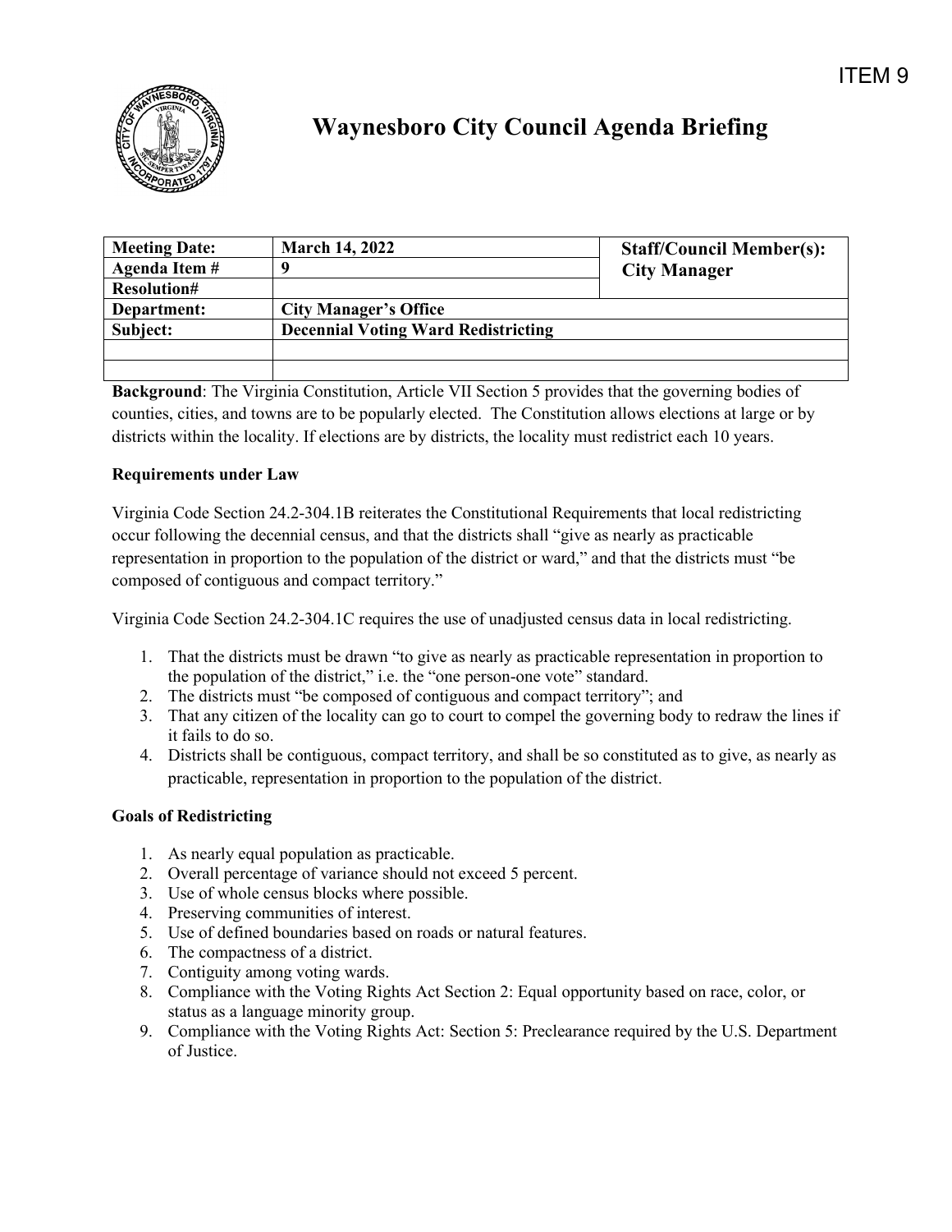ITEM 9

# Waynesboro City Council Agenda Briefing

| Meeting Date: | March 14, 2022 | Staff/Council Member(s): City Manager |
|---|---|---|
| Agenda Item # | 9 | |
| Resolution# | | |
| Department: | City Manager's Office | |
| Subject: | Decennial Voting Ward Redistricting | |
| | | |
| | | |

**Background**: The Virginia Constitution, Article VII Section 5 provides that the governing bodies of counties, cities, and towns are to be popularly elected. The Constitution allows elections at large or by districts within the locality. If elections are by districts, the locality must redistrict each 10 years.

**Requirements under Law**

Virginia Code Section 24.2-304.1B reiterates the Constitutional Requirements that local redistricting occur following the decennial census, and that the districts shall "give as nearly as practicable representation in proportion to the population of the district or ward," and that the districts must "be composed of contiguous and compact territory."

Virginia Code Section 24.2-304.1C requires the use of unadjusted census data in local redistricting.

1. That the districts must be drawn "to give as nearly as practicable representation in proportion to the population of the district," i.e. the "one person-one vote" standard.
2. The districts must "be composed of contiguous and compact territory"; and
3. That any citizen of the locality can go to court to compel the governing body to redraw the lines if it fails to do so.
4. Districts shall be contiguous, compact territory, and shall be so constituted as to give, as nearly as practicable, representation in proportion to the population of the district.

**Goals of Redistricting**

1. As nearly equal population as practicable.
2. Overall percentage of variance should not exceed 5 percent.
3. Use of whole census blocks where possible.
4. Preserving communities of interest.
5. Use of defined boundaries based on roads or natural features.
6. The compactness of a district.
7. Contiguity among voting wards.
8. Compliance with the Voting Rights Act Section 2: Equal opportunity based on race, color, or status as a language minority group.
9. Compliance with the Voting Rights Act: Section 5: Preclearance required by the U.S. Department of Justice.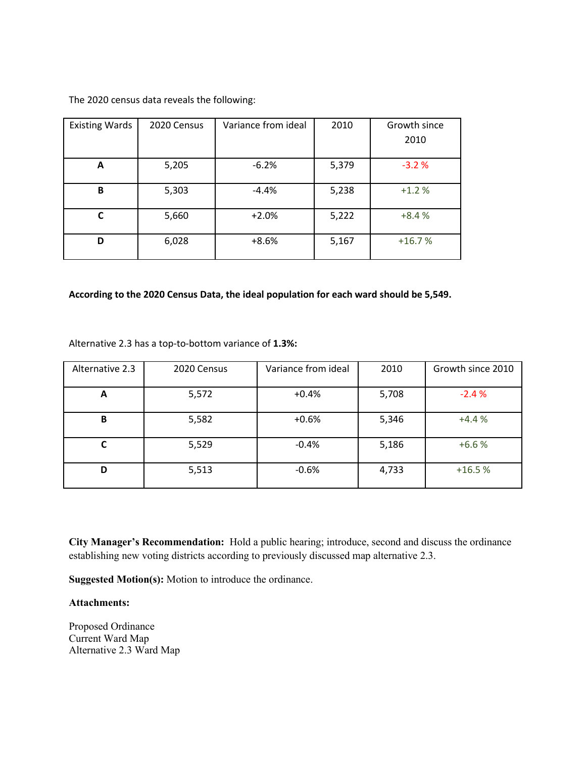The 2020 census data reveals the following:

| Existing Wards | 2020 Census | Variance from ideal | 2010 | Growth since 2010 |
|---|---|---|---|---|
| **A** | 5,205 | -6.2% | 5,379 | -3.2 % |
| **B** | 5,303 | -4.4% | 5,238 | +1.2 % |
| **C** | 5,660 | +2.0% | 5,222 | +8.4 % |
| **D** | 6,028 | +8.6% | 5,167 | +16.7 % |

**According to the 2020 Census Data, the ideal population for each ward should be 5,549.**

Alternative 2.3 has a top-to-bottom variance of **1.3%:**

| Alternative 2.3 | 2020 Census | Variance from ideal | 2010 | Growth since 2010 |
|---|---|---|---|---|
| **A** | 5,572 | +0.4% | 5,708 | -2.4 % |
| **B** | 5,582 | +0.6% | 5,346 | +4.4 % |
| **C** | 5,529 | -0.4% | 5,186 | +6.6 % |
| **D** | 5,513 | -0.6% | 4,733 | +16.5 % |

**City Manager's Recommendation:** Hold a public hearing; introduce, second and discuss the ordinance establishing new voting districts according to previously discussed map alternative 2.3.

**Suggested Motion(s):** Motion to introduce the ordinance.

**Attachments:**

Proposed Ordinance
Current Ward Map
Alternative 2.3 Ward Map